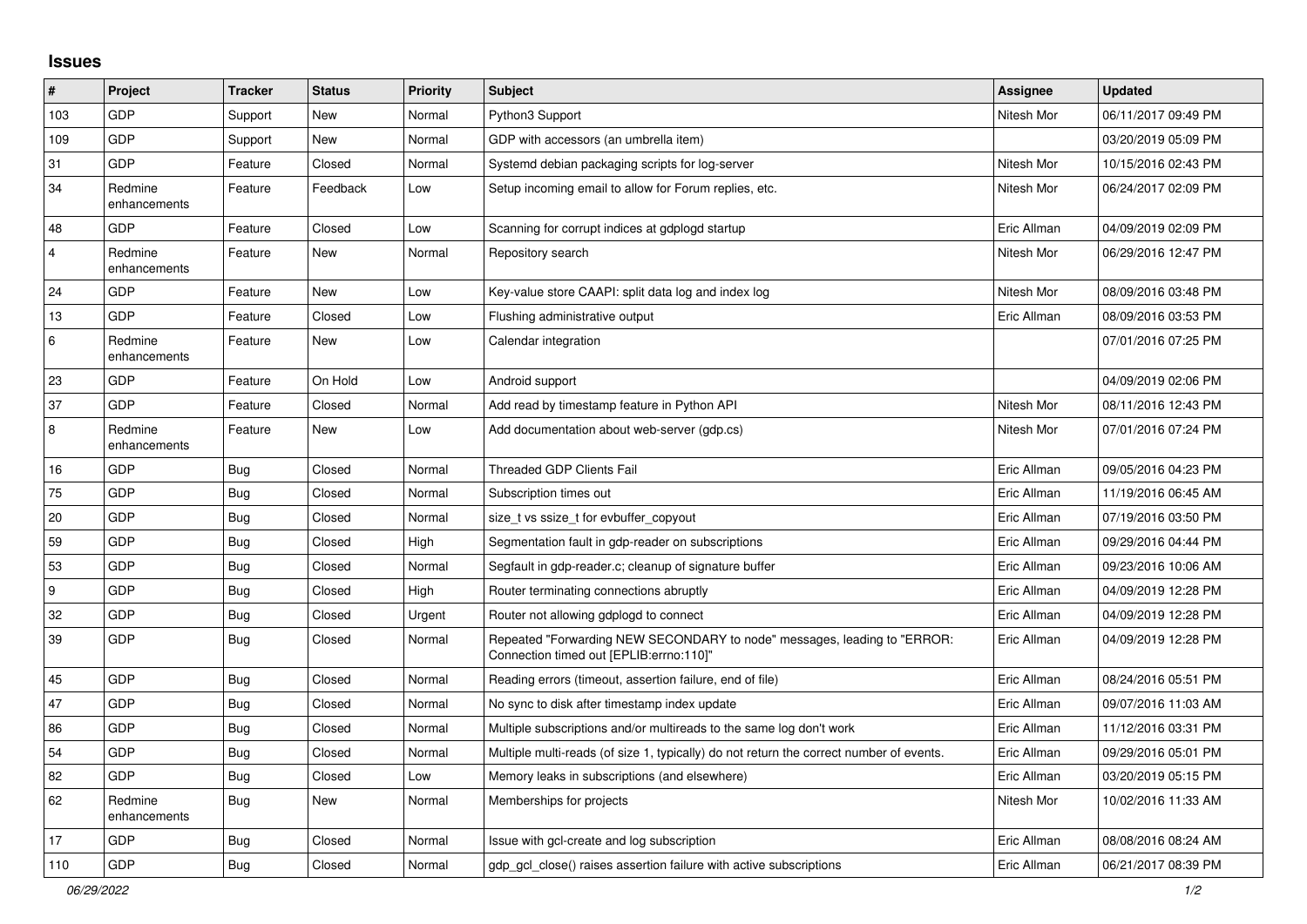## Issues

| # | Project | Tracker | Status | Priority | Subject | Assignee | Updated |
|---|---|---|---|---|---|---|---|
| 103 | GDP | Support | New | Normal | Python3 Support | Nitesh Mor | 06/11/2017 09:49 PM |
| 109 | GDP | Support | New | Normal | GDP with accessors (an umbrella item) | | 03/20/2019 05:09 PM |
| 31 | GDP | Feature | Closed | Normal | Systemd debian packaging scripts for log-server | Nitesh Mor | 10/15/2016 02:43 PM |
| 34 | Redmine enhancements | Feature | Feedback | Low | Setup incoming email to allow for Forum replies, etc. | Nitesh Mor | 06/24/2017 02:09 PM |
| 48 | GDP | Feature | Closed | Low | Scanning for corrupt indices at gdplogd startup | Eric Allman | 04/09/2019 02:09 PM |
| 4 | Redmine enhancements | Feature | New | Normal | Repository search | Nitesh Mor | 06/29/2016 12:47 PM |
| 24 | GDP | Feature | New | Low | Key-value store CAAPI: split data log and index log | Nitesh Mor | 08/09/2016 03:48 PM |
| 13 | GDP | Feature | Closed | Low | Flushing administrative output | Eric Allman | 08/09/2016 03:53 PM |
| 6 | Redmine enhancements | Feature | New | Low | Calendar integration | | 07/01/2016 07:25 PM |
| 23 | GDP | Feature | On Hold | Low | Android support | | 04/09/2019 02:06 PM |
| 37 | GDP | Feature | Closed | Normal | Add read by timestamp feature in Python API | Nitesh Mor | 08/11/2016 12:43 PM |
| 8 | Redmine enhancements | Feature | New | Low | Add documentation about web-server (gdp.cs) | Nitesh Mor | 07/01/2016 07:24 PM |
| 16 | GDP | Bug | Closed | Normal | Threaded GDP Clients Fail | Eric Allman | 09/05/2016 04:23 PM |
| 75 | GDP | Bug | Closed | Normal | Subscription times out | Eric Allman | 11/19/2016 06:45 AM |
| 20 | GDP | Bug | Closed | Normal | size_t vs ssize_t for evbuffer_copyout | Eric Allman | 07/19/2016 03:50 PM |
| 59 | GDP | Bug | Closed | High | Segmentation fault in gdp-reader on subscriptions | Eric Allman | 09/29/2016 04:44 PM |
| 53 | GDP | Bug | Closed | Normal | Segfault in gdp-reader.c; cleanup of signature buffer | Eric Allman | 09/23/2016 10:06 AM |
| 9 | GDP | Bug | Closed | High | Router terminating connections abruptly | Eric Allman | 04/09/2019 12:28 PM |
| 32 | GDP | Bug | Closed | Urgent | Router not allowing gdplogd to connect | Eric Allman | 04/09/2019 12:28 PM |
| 39 | GDP | Bug | Closed | Normal | Repeated "Forwarding NEW SECONDARY to node" messages, leading to "ERROR: Connection timed out [EPLIB:errno:110]" | Eric Allman | 04/09/2019 12:28 PM |
| 45 | GDP | Bug | Closed | Normal | Reading errors (timeout, assertion failure, end of file) | Eric Allman | 08/24/2016 05:51 PM |
| 47 | GDP | Bug | Closed | Normal | No sync to disk after timestamp index update | Eric Allman | 09/07/2016 11:03 AM |
| 86 | GDP | Bug | Closed | Normal | Multiple subscriptions and/or multireads to the same log don't work | Eric Allman | 11/12/2016 03:31 PM |
| 54 | GDP | Bug | Closed | Normal | Multiple multi-reads (of size 1, typically) do not return the correct number of events. | Eric Allman | 09/29/2016 05:01 PM |
| 82 | GDP | Bug | Closed | Low | Memory leaks in subscriptions (and elsewhere) | Eric Allman | 03/20/2019 05:15 PM |
| 62 | Redmine enhancements | Bug | New | Normal | Memberships for projects | Nitesh Mor | 10/02/2016 11:33 AM |
| 17 | GDP | Bug | Closed | Normal | Issue with gcl-create and log subscription | Eric Allman | 08/08/2016 08:24 AM |
| 110 | GDP | Bug | Closed | Normal | gdp_gcl_close() raises assertion failure with active subscriptions | Eric Allman | 06/21/2017 08:39 PM |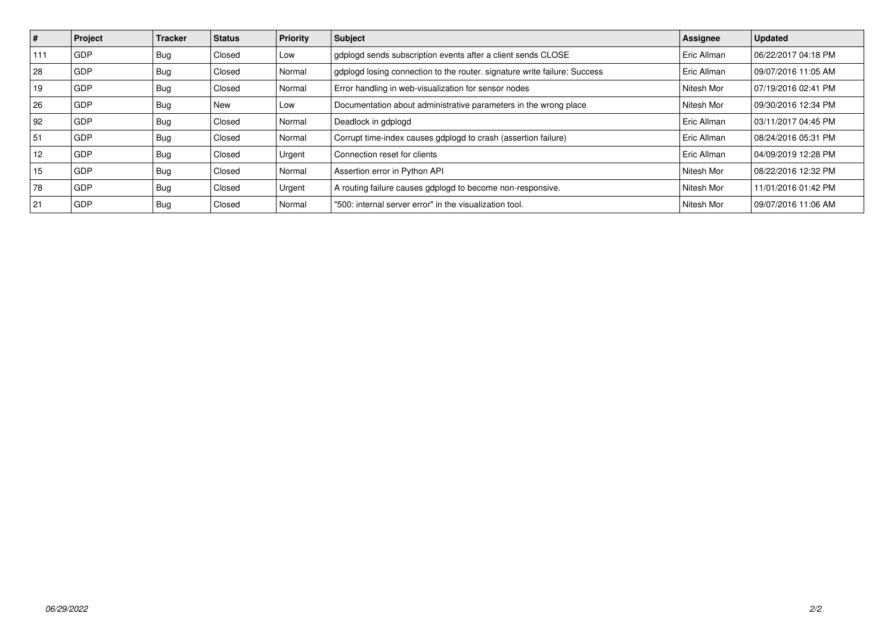| # | Project | Tracker | Status | Priority | Subject | Assignee | Updated |
|---|---|---|---|---|---|---|---|
| 111 | GDP | Bug | Closed | Low | gdplogd sends subscription events after a client sends CLOSE | Eric Allman | 06/22/2017 04:18 PM |
| 28 | GDP | Bug | Closed | Normal | gdplogd losing connection to the router. signature write failure: Success | Eric Allman | 09/07/2016 11:05 AM |
| 19 | GDP | Bug | Closed | Normal | Error handling in web-visualization for sensor nodes | Nitesh Mor | 07/19/2016 02:41 PM |
| 26 | GDP | Bug | New | Low | Documentation about administrative parameters in the wrong place | Nitesh Mor | 09/30/2016 12:34 PM |
| 92 | GDP | Bug | Closed | Normal | Deadlock in gdplogd | Eric Allman | 03/11/2017 04:45 PM |
| 51 | GDP | Bug | Closed | Normal | Corrupt time-index causes gdplogd to crash (assertion failure) | Eric Allman | 08/24/2016 05:31 PM |
| 12 | GDP | Bug | Closed | Urgent | Connection reset for clients | Eric Allman | 04/09/2019 12:28 PM |
| 15 | GDP | Bug | Closed | Normal | Assertion error in Python API | Nitesh Mor | 08/22/2016 12:32 PM |
| 78 | GDP | Bug | Closed | Urgent | A routing failure causes gdplogd to become non-responsive. | Nitesh Mor | 11/01/2016 01:42 PM |
| 21 | GDP | Bug | Closed | Normal | "500: internal server error" in the visualization tool. | Nitesh Mor | 09/07/2016 11:06 AM |